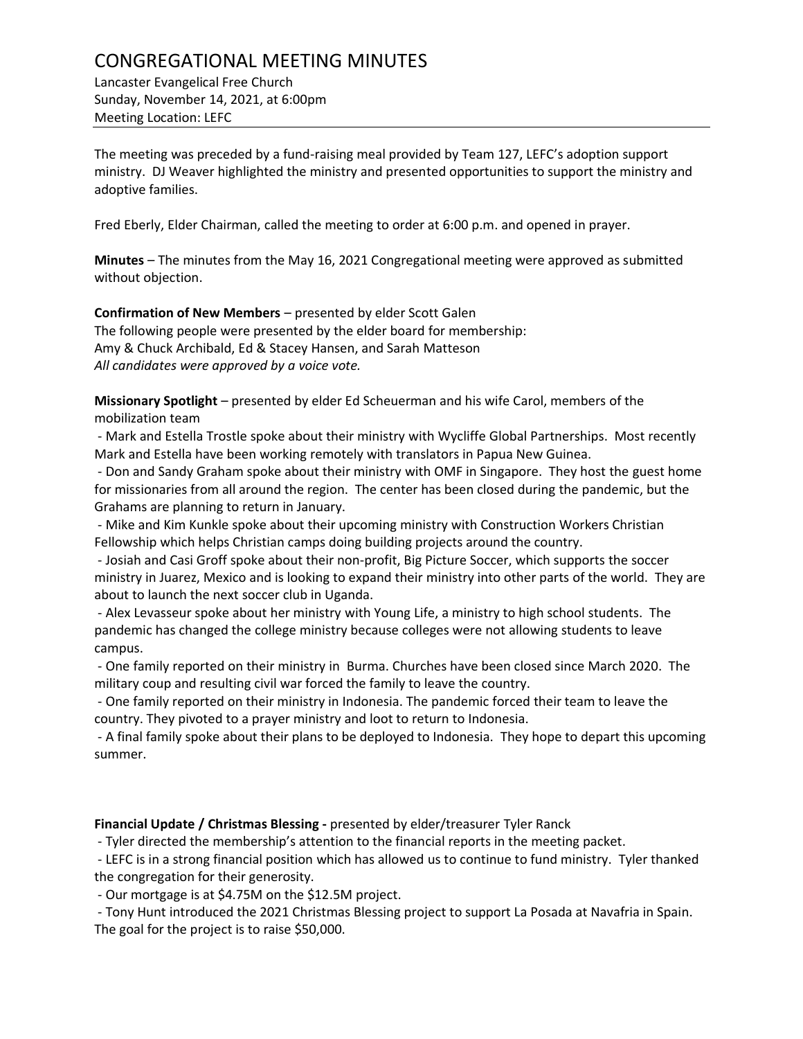# CONGREGATIONAL MEETING MINUTES

Lancaster Evangelical Free Church
Sunday, November 14, 2021, at 6:00pm
Meeting Location: LEFC

---

The meeting was preceded by a fund-raising meal provided by Team 127, LEFC's adoption support ministry. DJ Weaver highlighted the ministry and presented opportunities to support the ministry and adoptive families.

Fred Eberly, Elder Chairman, called the meeting to order at 6:00 p.m. and opened in prayer.

**Minutes** – The minutes from the May 16, 2021 Congregational meeting were approved as submitted without objection.

**Confirmation of New Members** – presented by elder Scott Galen
The following people were presented by the elder board for membership:
Amy & Chuck Archibald, Ed & Stacey Hansen, and Sarah Matteson
*All candidates were approved by a voice vote.*

**Missionary Spotlight** – presented by elder Ed Scheuerman and his wife Carol, members of the mobilization team

- Mark and Estella Trostle spoke about their ministry with Wycliffe Global Partnerships. Most recently Mark and Estella have been working remotely with translators in Papua New Guinea.
- Don and Sandy Graham spoke about their ministry with OMF in Singapore. They host the guest home for missionaries from all around the region. The center has been closed during the pandemic, but the Grahams are planning to return in January.
- Mike and Kim Kunkle spoke about their upcoming ministry with Construction Workers Christian Fellowship which helps Christian camps doing building projects around the country.
- Josiah and Casi Groff spoke about their non-profit, Big Picture Soccer, which supports the soccer ministry in Juarez, Mexico and is looking to expand their ministry into other parts of the world. They are about to launch the next soccer club in Uganda.
- Alex Levasseur spoke about her ministry with Young Life, a ministry to high school students. The pandemic has changed the college ministry because colleges were not allowing students to leave campus.
- One family reported on their ministry in Burma. Churches have been closed since March 2020. The military coup and resulting civil war forced the family to leave the country.
- One family reported on their ministry in Indonesia. The pandemic forced their team to leave the country. They pivoted to a prayer ministry and loot to return to Indonesia.
- A final family spoke about their plans to be deployed to Indonesia. They hope to depart this upcoming summer.

**Financial Update / Christmas Blessing -** presented by elder/treasurer Tyler Ranck

- Tyler directed the membership's attention to the financial reports in the meeting packet.
- LEFC is in a strong financial position which has allowed us to continue to fund ministry. Tyler thanked the congregation for their generosity.
- Our mortgage is at $4.75M on the $12.5M project.
- Tony Hunt introduced the 2021 Christmas Blessing project to support La Posada at Navafria in Spain. The goal for the project is to raise $50,000.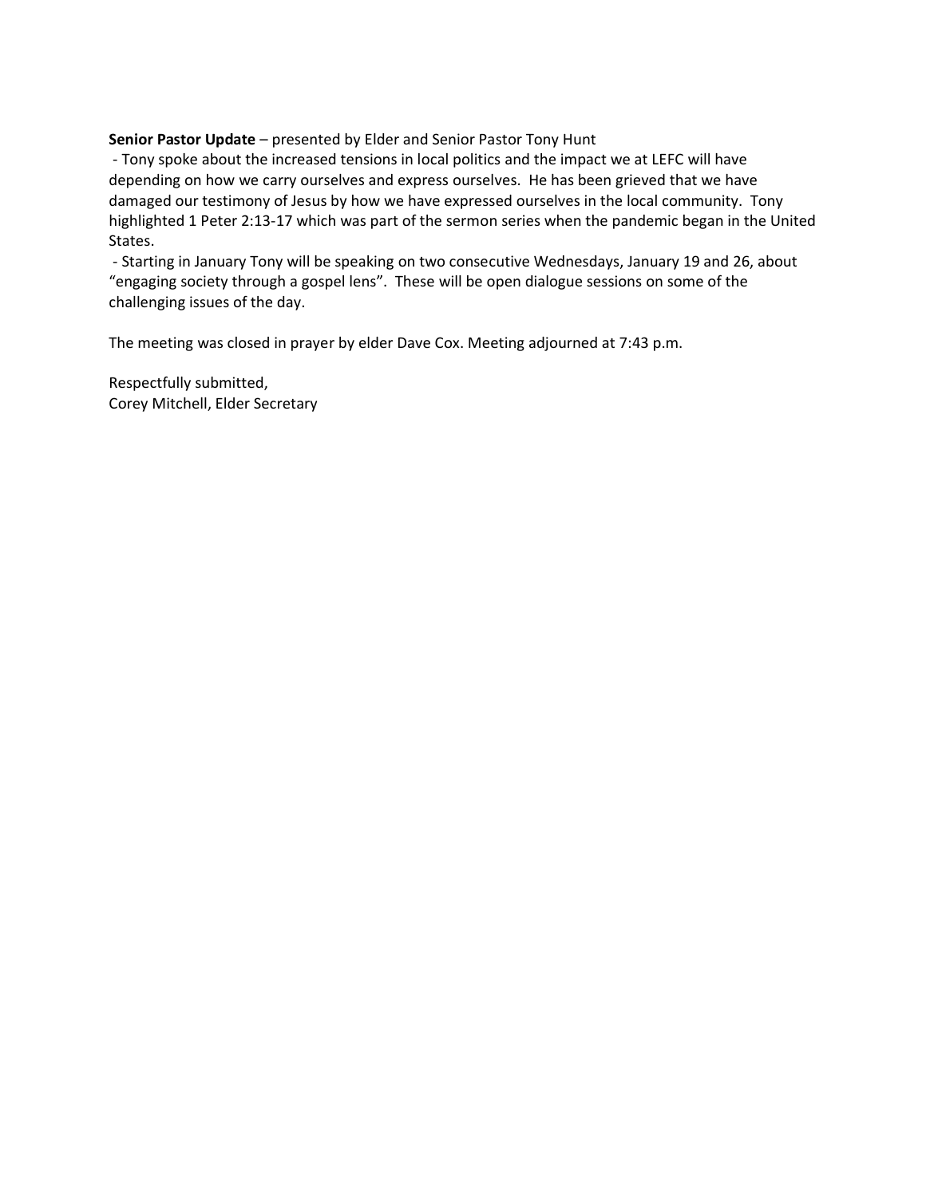**Senior Pastor Update** – presented by Elder and Senior Pastor Tony Hunt

- Tony spoke about the increased tensions in local politics and the impact we at LEFC will have depending on how we carry ourselves and express ourselves. He has been grieved that we have damaged our testimony of Jesus by how we have expressed ourselves in the local community. Tony highlighted 1 Peter 2:13-17 which was part of the sermon series when the pandemic began in the United States.
- Starting in January Tony will be speaking on two consecutive Wednesdays, January 19 and 26, about "engaging society through a gospel lens". These will be open dialogue sessions on some of the challenging issues of the day.

The meeting was closed in prayer by elder Dave Cox. Meeting adjourned at 7:43 p.m.

Respectfully submitted,
Corey Mitchell, Elder Secretary